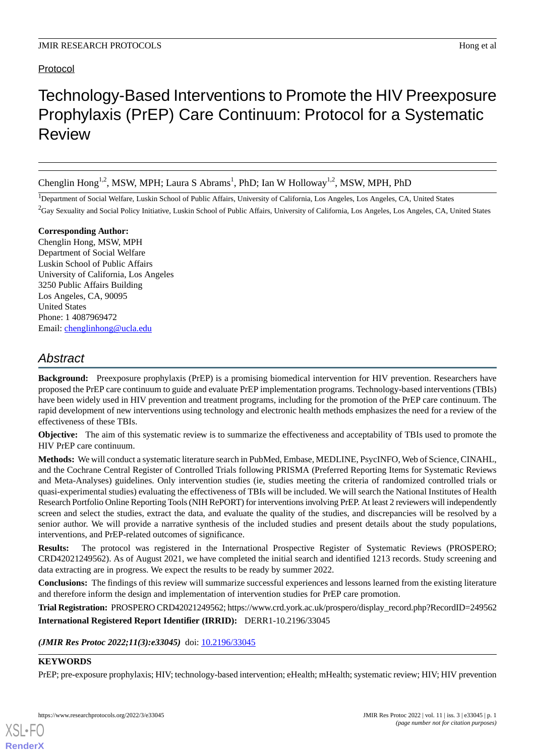Protocol

# Technology-Based Interventions to Promote the HIV Preexposure Prophylaxis (PrEP) Care Continuum: Protocol for a Systematic Review

Chenglin Hong[1,2], MSW, MPH; Laura S Abrams[1], PhD; Ian W Holloway[1,2], MSW, MPH, PhD

[1]Department of Social Welfare, Luskin School of Public Affairs, University of California, Los Angeles, Los Angeles, CA, United States

[2]Gay Sexuality and Social Policy Initiative, Luskin School of Public Affairs, University of California, Los Angeles, Los Angeles, CA, United States

**Corresponding Author:**
Chenglin Hong, MSW, MPH
Department of Social Welfare
Luskin School of Public Affairs
University of California, Los Angeles
3250 Public Affairs Building
Los Angeles, CA, 90095
United States
Phone: 1 4087969472
Email: chenglinhong@ucla.edu

## Abstract

**Background:** Preexposure prophylaxis (PrEP) is a promising biomedical intervention for HIV prevention. Researchers have proposed the PrEP care continuum to guide and evaluate PrEP implementation programs. Technology-based interventions (TBIs) have been widely used in HIV prevention and treatment programs, including for the promotion of the PrEP care continuum. The rapid development of new interventions using technology and electronic health methods emphasizes the need for a review of the effectiveness of these TBIs.

**Objective:** The aim of this systematic review is to summarize the effectiveness and acceptability of TBIs used to promote the HIV PrEP care continuum.

**Methods:** We will conduct a systematic literature search in PubMed, Embase, MEDLINE, PsycINFO, Web of Science, CINAHL, and the Cochrane Central Register of Controlled Trials following PRISMA (Preferred Reporting Items for Systematic Reviews and Meta-Analyses) guidelines. Only intervention studies (ie, studies meeting the criteria of randomized controlled trials or quasi-experimental studies) evaluating the effectiveness of TBIs will be included. We will search the National Institutes of Health Research Portfolio Online Reporting Tools (NIH RePORT) for interventions involving PrEP. At least 2 reviewers will independently screen and select the studies, extract the data, and evaluate the quality of the studies, and discrepancies will be resolved by a senior author. We will provide a narrative synthesis of the included studies and present details about the study populations, interventions, and PrEP-related outcomes of significance.

**Results:** The protocol was registered in the International Prospective Register of Systematic Reviews (PROSPERO; CRD42021249562). As of August 2021, we have completed the initial search and identified 1213 records. Study screening and data extracting are in progress. We expect the results to be ready by summer 2022.

**Conclusions:** The findings of this review will summarize successful experiences and lessons learned from the existing literature and therefore inform the design and implementation of intervention studies for PrEP care promotion.

**Trial Registration:** PROSPERO CRD42021249562; https://www.crd.york.ac.uk/prospero/display_record.php?RecordID=249562

**International Registered Report Identifier (IRRID):** DERR1-10.2196/33045

***(JMIR Res Protoc 2022;11(3):e33045)*** doi: 10.2196/33045

**KEYWORDS**

PrEP; pre-exposure prophylaxis; HIV; technology-based intervention; eHealth; mHealth; systematic review; HIV; HIV prevention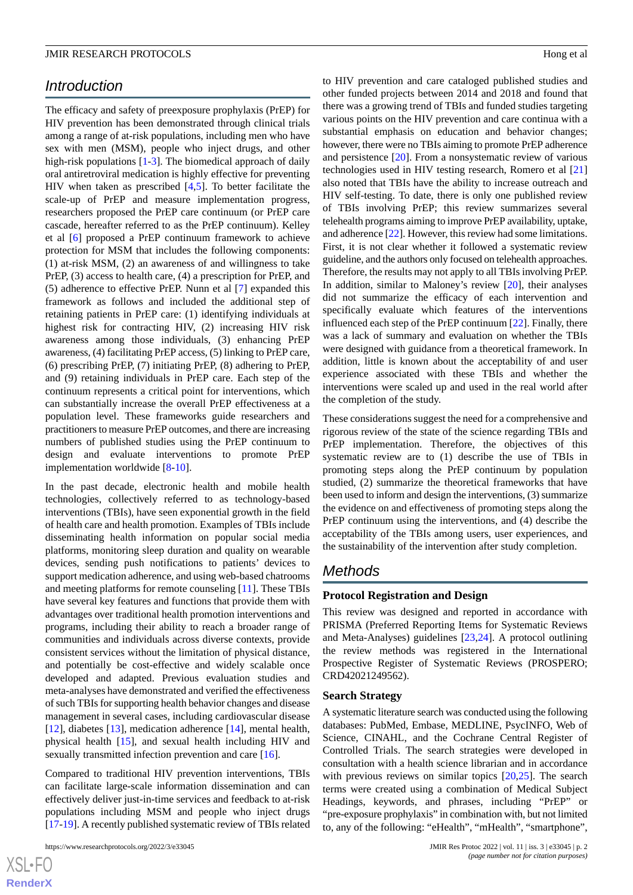## Introduction

The efficacy and safety of preexposure prophylaxis (PrEP) for HIV prevention has been demonstrated through clinical trials among a range of at-risk populations, including men who have sex with men (MSM), people who inject drugs, and other high-risk populations [1-3]. The biomedical approach of daily oral antiretroviral medication is highly effective for preventing HIV when taken as prescribed [4,5]. To better facilitate the scale-up of PrEP and measure implementation progress, researchers proposed the PrEP care continuum (or PrEP care cascade, hereafter referred to as the PrEP continuum). Kelley et al [6] proposed a PrEP continuum framework to achieve protection for MSM that includes the following components: (1) at-risk MSM, (2) an awareness of and willingness to take PrEP, (3) access to health care, (4) a prescription for PrEP, and (5) adherence to effective PrEP. Nunn et al [7] expanded this framework as follows and included the additional step of retaining patients in PrEP care: (1) identifying individuals at highest risk for contracting HIV, (2) increasing HIV risk awareness among those individuals, (3) enhancing PrEP awareness, (4) facilitating PrEP access, (5) linking to PrEP care, (6) prescribing PrEP, (7) initiating PrEP, (8) adhering to PrEP, and (9) retaining individuals in PrEP care. Each step of the continuum represents a critical point for interventions, which can substantially increase the overall PrEP effectiveness at a population level. These frameworks guide researchers and practitioners to measure PrEP outcomes, and there are increasing numbers of published studies using the PrEP continuum to design and evaluate interventions to promote PrEP implementation worldwide [8-10].

In the past decade, electronic health and mobile health technologies, collectively referred to as technology-based interventions (TBIs), have seen exponential growth in the field of health care and health promotion. Examples of TBIs include disseminating health information on popular social media platforms, monitoring sleep duration and quality on wearable devices, sending push notifications to patients' devices to support medication adherence, and using web-based chatrooms and meeting platforms for remote counseling [11]. These TBIs have several key features and functions that provide them with advantages over traditional health promotion interventions and programs, including their ability to reach a broader range of communities and individuals across diverse contexts, provide consistent services without the limitation of physical distance, and potentially be cost-effective and widely scalable once developed and adapted. Previous evaluation studies and meta-analyses have demonstrated and verified the effectiveness of such TBIs for supporting health behavior changes and disease management in several cases, including cardiovascular disease [12], diabetes [13], medication adherence [14], mental health, physical health [15], and sexual health including HIV and sexually transmitted infection prevention and care [16].

Compared to traditional HIV prevention interventions, TBIs can facilitate large-scale information dissemination and can effectively deliver just-in-time services and feedback to at-risk populations including MSM and people who inject drugs [17-19]. A recently published systematic review of TBIs related to HIV prevention and care cataloged published studies and other funded projects between 2014 and 2018 and found that there was a growing trend of TBIs and funded studies targeting various points on the HIV prevention and care continua with a substantial emphasis on education and behavior changes; however, there were no TBIs aiming to promote PrEP adherence and persistence [20]. From a nonsystematic review of various technologies used in HIV testing research, Romero et al [21] also noted that TBIs have the ability to increase outreach and HIV self-testing. To date, there is only one published review of TBIs involving PrEP; this review summarizes several telehealth programs aiming to improve PrEP availability, uptake, and adherence [22]. However, this review had some limitations. First, it is not clear whether it followed a systematic review guideline, and the authors only focused on telehealth approaches. Therefore, the results may not apply to all TBIs involving PrEP. In addition, similar to Maloney's review [20], their analyses did not summarize the efficacy of each intervention and specifically evaluate which features of the interventions influenced each step of the PrEP continuum [22]. Finally, there was a lack of summary and evaluation on whether the TBIs were designed with guidance from a theoretical framework. In addition, little is known about the acceptability of and user experience associated with these TBIs and whether the interventions were scaled up and used in the real world after the completion of the study.

These considerations suggest the need for a comprehensive and rigorous review of the state of the science regarding TBIs and PrEP implementation. Therefore, the objectives of this systematic review are to (1) describe the use of TBIs in promoting steps along the PrEP continuum by population studied, (2) summarize the theoretical frameworks that have been used to inform and design the interventions, (3) summarize the evidence on and effectiveness of promoting steps along the PrEP continuum using the interventions, and (4) describe the acceptability of the TBIs among users, user experiences, and the sustainability of the intervention after study completion.

## Methods

### Protocol Registration and Design

This review was designed and reported in accordance with PRISMA (Preferred Reporting Items for Systematic Reviews and Meta-Analyses) guidelines [23,24]. A protocol outlining the review methods was registered in the International Prospective Register of Systematic Reviews (PROSPERO; CRD42021249562).

### Search Strategy

A systematic literature search was conducted using the following databases: PubMed, Embase, MEDLINE, PsycINFO, Web of Science, CINAHL, and the Cochrane Central Register of Controlled Trials. The search strategies were developed in consultation with a health science librarian and in accordance with previous reviews on similar topics [20,25]. The search terms were created using a combination of Medical Subject Headings, keywords, and phrases, including "PrEP" or "pre-exposure prophylaxis" in combination with, but not limited to, any of the following: "eHealth", "mHealth", "smartphone",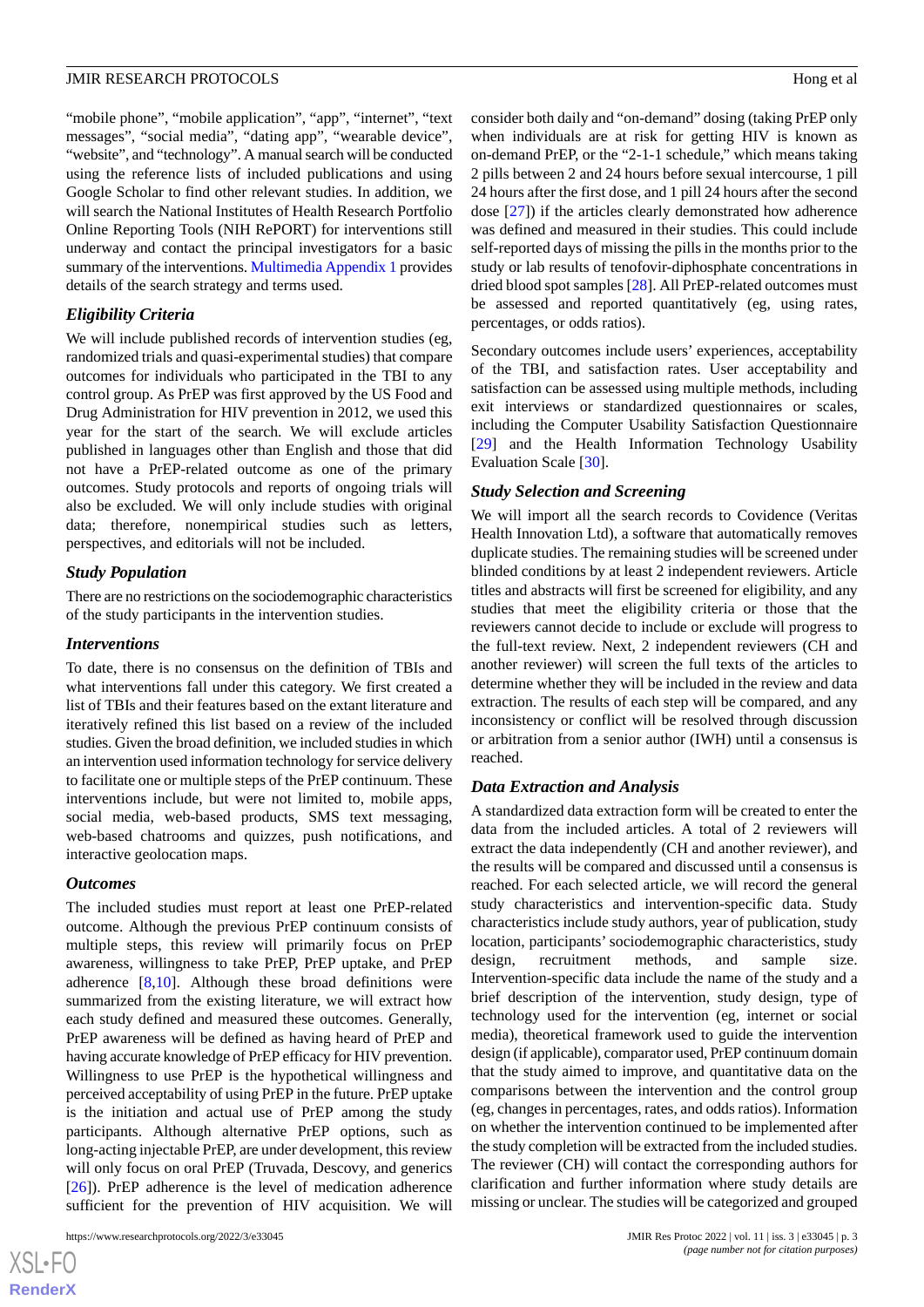"mobile phone", "mobile application", "app", "internet", "text messages", "social media", "dating app", "wearable device", "website", and "technology". A manual search will be conducted using the reference lists of included publications and using Google Scholar to find other relevant studies. In addition, we will search the National Institutes of Health Research Portfolio Online Reporting Tools (NIH RePORT) for interventions still underway and contact the principal investigators for a basic summary of the interventions. Multimedia Appendix 1 provides details of the search strategy and terms used.

### Eligibility Criteria

We will include published records of intervention studies (eg, randomized trials and quasi-experimental studies) that compare outcomes for individuals who participated in the TBI to any control group. As PrEP was first approved by the US Food and Drug Administration for HIV prevention in 2012, we used this year for the start of the search. We will exclude articles published in languages other than English and those that did not have a PrEP-related outcome as one of the primary outcomes. Study protocols and reports of ongoing trials will also be excluded. We will only include studies with original data; therefore, nonempirical studies such as letters, perspectives, and editorials will not be included.

### Study Population

There are no restrictions on the sociodemographic characteristics of the study participants in the intervention studies.

### Interventions

To date, there is no consensus on the definition of TBIs and what interventions fall under this category. We first created a list of TBIs and their features based on the extant literature and iteratively refined this list based on a review of the included studies. Given the broad definition, we included studies in which an intervention used information technology for service delivery to facilitate one or multiple steps of the PrEP continuum. These interventions include, but were not limited to, mobile apps, social media, web-based products, SMS text messaging, web-based chatrooms and quizzes, push notifications, and interactive geolocation maps.

### Outcomes

The included studies must report at least one PrEP-related outcome. Although the previous PrEP continuum consists of multiple steps, this review will primarily focus on PrEP awareness, willingness to take PrEP, PrEP uptake, and PrEP adherence [8,10]. Although these broad definitions were summarized from the existing literature, we will extract how each study defined and measured these outcomes. Generally, PrEP awareness will be defined as having heard of PrEP and having accurate knowledge of PrEP efficacy for HIV prevention. Willingness to use PrEP is the hypothetical willingness and perceived acceptability of using PrEP in the future. PrEP uptake is the initiation and actual use of PrEP among the study participants. Although alternative PrEP options, such as long-acting injectable PrEP, are under development, this review will only focus on oral PrEP (Truvada, Descovy, and generics [26]). PrEP adherence is the level of medication adherence sufficient for the prevention of HIV acquisition. We will consider both daily and "on-demand" dosing (taking PrEP only when individuals are at risk for getting HIV is known as on-demand PrEP, or the "2-1-1 schedule," which means taking 2 pills between 2 and 24 hours before sexual intercourse, 1 pill 24 hours after the first dose, and 1 pill 24 hours after the second dose [27]) if the articles clearly demonstrated how adherence was defined and measured in their studies. This could include self-reported days of missing the pills in the months prior to the study or lab results of tenofovir-diphosphate concentrations in dried blood spot samples [28]. All PrEP-related outcomes must be assessed and reported quantitatively (eg, using rates, percentages, or odds ratios).

Secondary outcomes include users' experiences, acceptability of the TBI, and satisfaction rates. User acceptability and satisfaction can be assessed using multiple methods, including exit interviews or standardized questionnaires or scales, including the Computer Usability Satisfaction Questionnaire [29] and the Health Information Technology Usability Evaluation Scale [30].

### Study Selection and Screening

We will import all the search records to Covidence (Veritas Health Innovation Ltd), a software that automatically removes duplicate studies. The remaining studies will be screened under blinded conditions by at least 2 independent reviewers. Article titles and abstracts will first be screened for eligibility, and any studies that meet the eligibility criteria or those that the reviewers cannot decide to include or exclude will progress to the full-text review. Next, 2 independent reviewers (CH and another reviewer) will screen the full texts of the articles to determine whether they will be included in the review and data extraction. The results of each step will be compared, and any inconsistency or conflict will be resolved through discussion or arbitration from a senior author (IWH) until a consensus is reached.

### Data Extraction and Analysis

A standardized data extraction form will be created to enter the data from the included articles. A total of 2 reviewers will extract the data independently (CH and another reviewer), and the results will be compared and discussed until a consensus is reached. For each selected article, we will record the general study characteristics and intervention-specific data. Study characteristics include study authors, year of publication, study location, participants' sociodemographic characteristics, study design, recruitment methods, and sample size. Intervention-specific data include the name of the study and a brief description of the intervention, study design, type of technology used for the intervention (eg, internet or social media), theoretical framework used to guide the intervention design (if applicable), comparator used, PrEP continuum domain that the study aimed to improve, and quantitative data on the comparisons between the intervention and the control group (eg, changes in percentages, rates, and odds ratios). Information on whether the intervention continued to be implemented after the study completion will be extracted from the included studies. The reviewer (CH) will contact the corresponding authors for clarification and further information where study details are missing or unclear. The studies will be categorized and grouped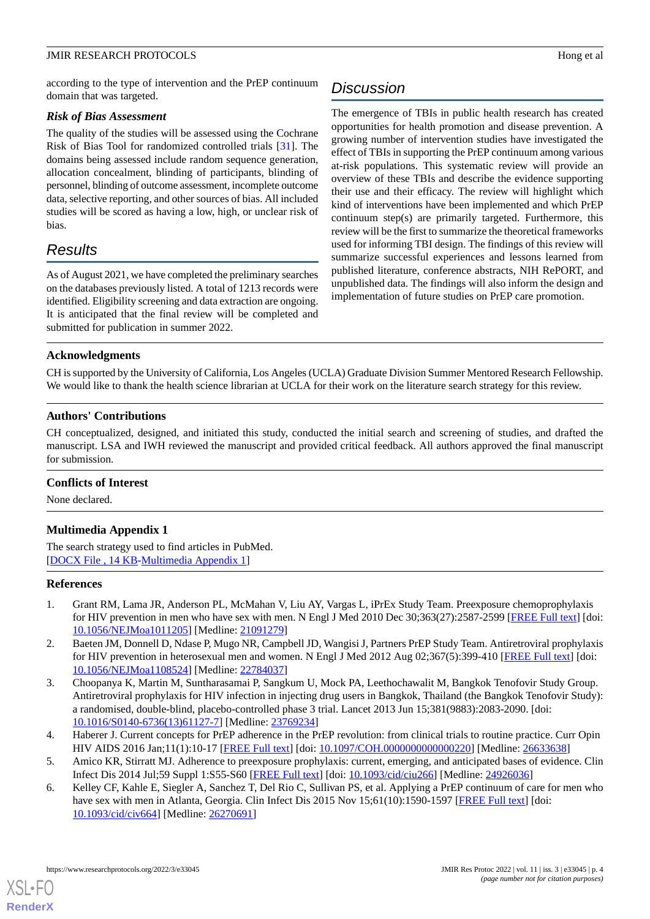according to the type of intervention and the PrEP continuum domain that was targeted.

### Risk of Bias Assessment

The quality of the studies will be assessed using the Cochrane Risk of Bias Tool for randomized controlled trials [31]. The domains being assessed include random sequence generation, allocation concealment, blinding of participants, blinding of personnel, blinding of outcome assessment, incomplete outcome data, selective reporting, and other sources of bias. All included studies will be scored as having a low, high, or unclear risk of bias.

## Results

As of August 2021, we have completed the preliminary searches on the databases previously listed. A total of 1213 records were identified. Eligibility screening and data extraction are ongoing. It is anticipated that the final review will be completed and submitted for publication in summer 2022.

## Discussion

The emergence of TBIs in public health research has created opportunities for health promotion and disease prevention. A growing number of intervention studies have investigated the effect of TBIs in supporting the PrEP continuum among various at-risk populations. This systematic review will provide an overview of these TBIs and describe the evidence supporting their use and their efficacy. The review will highlight which kind of interventions have been implemented and which PrEP continuum step(s) are primarily targeted. Furthermore, this review will be the first to summarize the theoretical frameworks used for informing TBI design. The findings of this review will summarize successful experiences and lessons learned from published literature, conference abstracts, NIH RePORT, and unpublished data. The findings will also inform the design and implementation of future studies on PrEP care promotion.

### Acknowledgments

CH is supported by the University of California, Los Angeles (UCLA) Graduate Division Summer Mentored Research Fellowship. We would like to thank the health science librarian at UCLA for their work on the literature search strategy for this review.

### Authors' Contributions

CH conceptualized, designed, and initiated this study, conducted the initial search and screening of studies, and drafted the manuscript. LSA and IWH reviewed the manuscript and provided critical feedback. All authors approved the final manuscript for submission.

### Conflicts of Interest

None declared.

### Multimedia Appendix 1

The search strategy used to find articles in PubMed.
[DOCX File , 14 KB-Multimedia Appendix 1]

### References

1. Grant RM, Lama JR, Anderson PL, McMahan V, Liu AY, Vargas L, iPrEx Study Team. Preexposure chemoprophylaxis for HIV prevention in men who have sex with men. N Engl J Med 2010 Dec 30;363(27):2587-2599 [FREE Full text] [doi: 10.1056/NEJMoa1011205] [Medline: 21091279]
2. Baeten JM, Donnell D, Ndase P, Mugo NR, Campbell JD, Wangisi J, Partners PrEP Study Team. Antiretroviral prophylaxis for HIV prevention in heterosexual men and women. N Engl J Med 2012 Aug 02;367(5):399-410 [FREE Full text] [doi: 10.1056/NEJMoa1108524] [Medline: 22784037]
3. Choopanya K, Martin M, Suntharasamai P, Sangkum U, Mock PA, Leethochawalit M, Bangkok Tenofovir Study Group. Antiretroviral prophylaxis for HIV infection in injecting drug users in Bangkok, Thailand (the Bangkok Tenofovir Study): a randomised, double-blind, placebo-controlled phase 3 trial. Lancet 2013 Jun 15;381(9883):2083-2090. [doi: 10.1016/S0140-6736(13)61127-7] [Medline: 23769234]
4. Haberer J. Current concepts for PrEP adherence in the PrEP revolution: from clinical trials to routine practice. Curr Opin HIV AIDS 2016 Jan;11(1):10-17 [FREE Full text] [doi: 10.1097/COH.0000000000000220] [Medline: 26633638]
5. Amico KR, Stirratt MJ. Adherence to preexposure prophylaxis: current, emerging, and anticipated bases of evidence. Clin Infect Dis 2014 Jul;59 Suppl 1:S55-S60 [FREE Full text] [doi: 10.1093/cid/ciu266] [Medline: 24926036]
6. Kelley CF, Kahle E, Siegler A, Sanchez T, Del Rio C, Sullivan PS, et al. Applying a PrEP continuum of care for men who have sex with men in Atlanta, Georgia. Clin Infect Dis 2015 Nov 15;61(10):1590-1597 [FREE Full text] [doi: 10.1093/cid/civ664] [Medline: 26270691]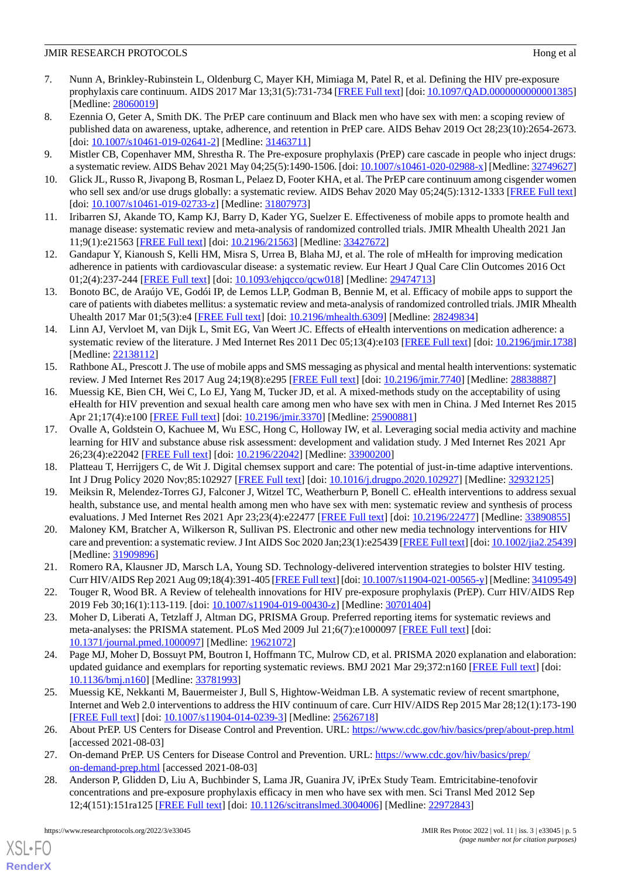7. Nunn A, Brinkley-Rubinstein L, Oldenburg C, Mayer KH, Mimiaga M, Patel R, et al. Defining the HIV pre-exposure prophylaxis care continuum. AIDS 2017 Mar 13;31(5):731-734 [FREE Full text] [doi: 10.1097/QAD.0000000000001385] [Medline: 28060019]
8. Ezennia O, Geter A, Smith DK. The PrEP care continuum and Black men who have sex with men: a scoping review of published data on awareness, uptake, adherence, and retention in PrEP care. AIDS Behav 2019 Oct 28;23(10):2654-2673. [doi: 10.1007/s10461-019-02641-2] [Medline: 31463711]
9. Mistler CB, Copenhaver MM, Shrestha R. The Pre-exposure prophylaxis (PrEP) care cascade in people who inject drugs: a systematic review. AIDS Behav 2021 May 04;25(5):1490-1506. [doi: 10.1007/s10461-020-02988-x] [Medline: 32749627]
10. Glick JL, Russo R, Jivapong B, Rosman L, Pelaez D, Footer KHA, et al. The PrEP care continuum among cisgender women who sell sex and/or use drugs globally: a systematic review. AIDS Behav 2020 May 05;24(5):1312-1333 [FREE Full text] [doi: 10.1007/s10461-019-02733-z] [Medline: 31807973]
11. Iribarren SJ, Akande TO, Kamp KJ, Barry D, Kader YG, Suelzer E. Effectiveness of mobile apps to promote health and manage disease: systematic review and meta-analysis of randomized controlled trials. JMIR Mhealth Uhealth 2021 Jan 11;9(1):e21563 [FREE Full text] [doi: 10.2196/21563] [Medline: 33427672]
12. Gandapur Y, Kianoush S, Kelli HM, Misra S, Urrea B, Blaha MJ, et al. The role of mHealth for improving medication adherence in patients with cardiovascular disease: a systematic review. Eur Heart J Qual Care Clin Outcomes 2016 Oct 01;2(4):237-244 [FREE Full text] [doi: 10.1093/ehjqcco/qcw018] [Medline: 29474713]
13. Bonoto BC, de Araújo VE, Godói IP, de Lemos LLP, Godman B, Bennie M, et al. Efficacy of mobile apps to support the care of patients with diabetes mellitus: a systematic review and meta-analysis of randomized controlled trials. JMIR Mhealth Uhealth 2017 Mar 01;5(3):e4 [FREE Full text] [doi: 10.2196/mhealth.6309] [Medline: 28249834]
14. Linn AJ, Vervloet M, van Dijk L, Smit EG, Van Weert JC. Effects of eHealth interventions on medication adherence: a systematic review of the literature. J Med Internet Res 2011 Dec 05;13(4):e103 [FREE Full text] [doi: 10.2196/jmir.1738] [Medline: 22138112]
15. Rathbone AL, Prescott J. The use of mobile apps and SMS messaging as physical and mental health interventions: systematic review. J Med Internet Res 2017 Aug 24;19(8):e295 [FREE Full text] [doi: 10.2196/jmir.7740] [Medline: 28838887]
16. Muessig KE, Bien CH, Wei C, Lo EJ, Yang M, Tucker JD, et al. A mixed-methods study on the acceptability of using eHealth for HIV prevention and sexual health care among men who have sex with men in China. J Med Internet Res 2015 Apr 21;17(4):e100 [FREE Full text] [doi: 10.2196/jmir.3370] [Medline: 25900881]
17. Ovalle A, Goldstein O, Kachuee M, Wu ESC, Hong C, Holloway IW, et al. Leveraging social media activity and machine learning for HIV and substance abuse risk assessment: development and validation study. J Med Internet Res 2021 Apr 26;23(4):e22042 [FREE Full text] [doi: 10.2196/22042] [Medline: 33900200]
18. Platteau T, Herrijgers C, de Wit J. Digital chemsex support and care: The potential of just-in-time adaptive interventions. Int J Drug Policy 2020 Nov;85:102927 [FREE Full text] [doi: 10.1016/j.drugpo.2020.102927] [Medline: 32932125]
19. Meiksin R, Melendez-Torres GJ, Falconer J, Witzel TC, Weatherburn P, Bonell C. eHealth interventions to address sexual health, substance use, and mental health among men who have sex with men: systematic review and synthesis of process evaluations. J Med Internet Res 2021 Apr 23;23(4):e22477 [FREE Full text] [doi: 10.2196/22477] [Medline: 33890855]
20. Maloney KM, Bratcher A, Wilkerson R, Sullivan PS. Electronic and other new media technology interventions for HIV care and prevention: a systematic review. J Int AIDS Soc 2020 Jan;23(1):e25439 [FREE Full text] [doi: 10.1002/jia2.25439] [Medline: 31909896]
21. Romero RA, Klausner JD, Marsch LA, Young SD. Technology-delivered intervention strategies to bolster HIV testing. Curr HIV/AIDS Rep 2021 Aug 09;18(4):391-405 [FREE Full text] [doi: 10.1007/s11904-021-00565-y] [Medline: 34109549]
22. Touger R, Wood BR. A Review of telehealth innovations for HIV pre-exposure prophylaxis (PrEP). Curr HIV/AIDS Rep 2019 Feb 30;16(1):113-119. [doi: 10.1007/s11904-019-00430-z] [Medline: 30701404]
23. Moher D, Liberati A, Tetzlaff J, Altman DG, PRISMA Group. Preferred reporting items for systematic reviews and meta-analyses: the PRISMA statement. PLoS Med 2009 Jul 21;6(7):e1000097 [FREE Full text] [doi: 10.1371/journal.pmed.1000097] [Medline: 19621072]
24. Page MJ, Moher D, Bossuyt PM, Boutron I, Hoffmann TC, Mulrow CD, et al. PRISMA 2020 explanation and elaboration: updated guidance and exemplars for reporting systematic reviews. BMJ 2021 Mar 29;372:n160 [FREE Full text] [doi: 10.1136/bmj.n160] [Medline: 33781993]
25. Muessig KE, Nekkanti M, Bauermeister J, Bull S, Hightow-Weidman LB. A systematic review of recent smartphone, Internet and Web 2.0 interventions to address the HIV continuum of care. Curr HIV/AIDS Rep 2015 Mar 28;12(1):173-190 [FREE Full text] [doi: 10.1007/s11904-014-0239-3] [Medline: 25626718]
26. About PrEP. US Centers for Disease Control and Prevention. URL: https://www.cdc.gov/hiv/basics/prep/about-prep.html [accessed 2021-08-03]
27. On-demand PrEP. US Centers for Disease Control and Prevention. URL: https://www.cdc.gov/hiv/basics/prep/on-demand-prep.html [accessed 2021-08-03]
28. Anderson P, Glidden D, Liu A, Buchbinder S, Lama JR, Guanira JV, iPrEx Study Team. Emtricitabine-tenofovir concentrations and pre-exposure prophylaxis efficacy in men who have sex with men. Sci Transl Med 2012 Sep 12;4(151):151ra125 [FREE Full text] [doi: 10.1126/scitranslmed.3004006] [Medline: 22972843]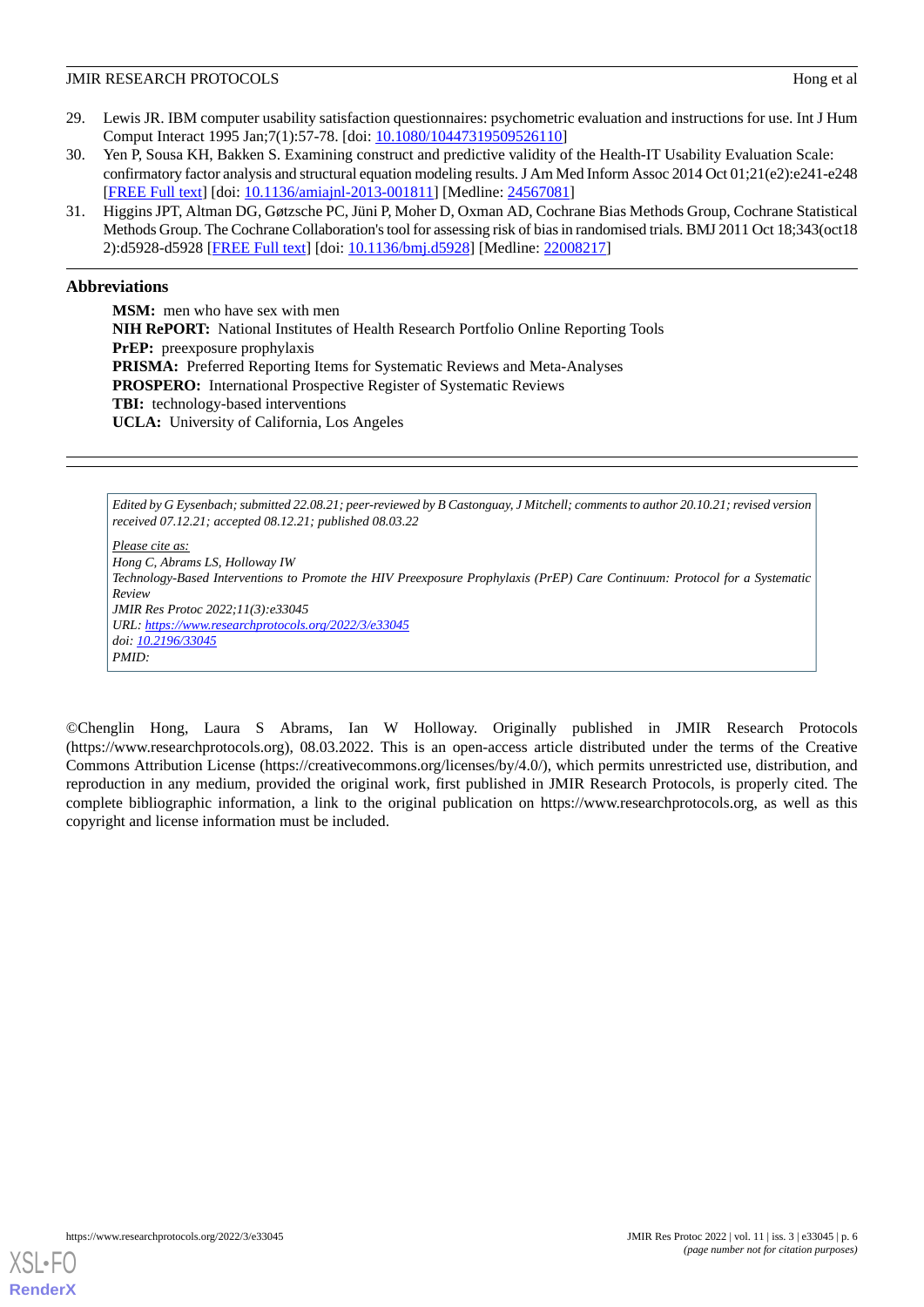29. Lewis JR. IBM computer usability satisfaction questionnaires: psychometric evaluation and instructions for use. Int J Hum Comput Interact 1995 Jan;7(1):57-78. [doi: 10.1080/10447319509526110]
30. Yen P, Sousa KH, Bakken S. Examining construct and predictive validity of the Health-IT Usability Evaluation Scale: confirmatory factor analysis and structural equation modeling results. J Am Med Inform Assoc 2014 Oct 01;21(e2):e241-e248 [FREE Full text] [doi: 10.1136/amiajnl-2013-001811] [Medline: 24567081]
31. Higgins JPT, Altman DG, Gøtzsche PC, Jüni P, Moher D, Oxman AD, Cochrane Bias Methods Group, Cochrane Statistical Methods Group. The Cochrane Collaboration's tool for assessing risk of bias in randomised trials. BMJ 2011 Oct 18;343(oct18 2):d5928-d5928 [FREE Full text] [doi: 10.1136/bmj.d5928] [Medline: 22008217]

## Abbreviations

**MSM:** men who have sex with men
**NIH RePORT:** National Institutes of Health Research Portfolio Online Reporting Tools
**PrEP:** preexposure prophylaxis
**PRISMA:** Preferred Reporting Items for Systematic Reviews and Meta-Analyses
**PROSPERO:** International Prospective Register of Systematic Reviews
**TBI:** technology-based interventions
**UCLA:** University of California, Los Angeles

*Edited by G Eysenbach; submitted 22.08.21; peer-reviewed by B Castonguay, J Mitchell; comments to author 20.10.21; revised version received 07.12.21; accepted 08.12.21; published 08.03.22*

*Please cite as:*
*Hong C, Abrams LS, Holloway IW*
*Technology-Based Interventions to Promote the HIV Preexposure Prophylaxis (PrEP) Care Continuum: Protocol for a Systematic Review*
*JMIR Res Protoc 2022;11(3):e33045*
*URL: https://www.researchprotocols.org/2022/3/e33045*
*doi: 10.2196/33045*
*PMID:*

©Chenglin Hong, Laura S Abrams, Ian W Holloway. Originally published in JMIR Research Protocols (https://www.researchprotocols.org), 08.03.2022. This is an open-access article distributed under the terms of the Creative Commons Attribution License (https://creativecommons.org/licenses/by/4.0/), which permits unrestricted use, distribution, and reproduction in any medium, provided the original work, first published in JMIR Research Protocols, is properly cited. The complete bibliographic information, a link to the original publication on https://www.researchprotocols.org, as well as this copyright and license information must be included.